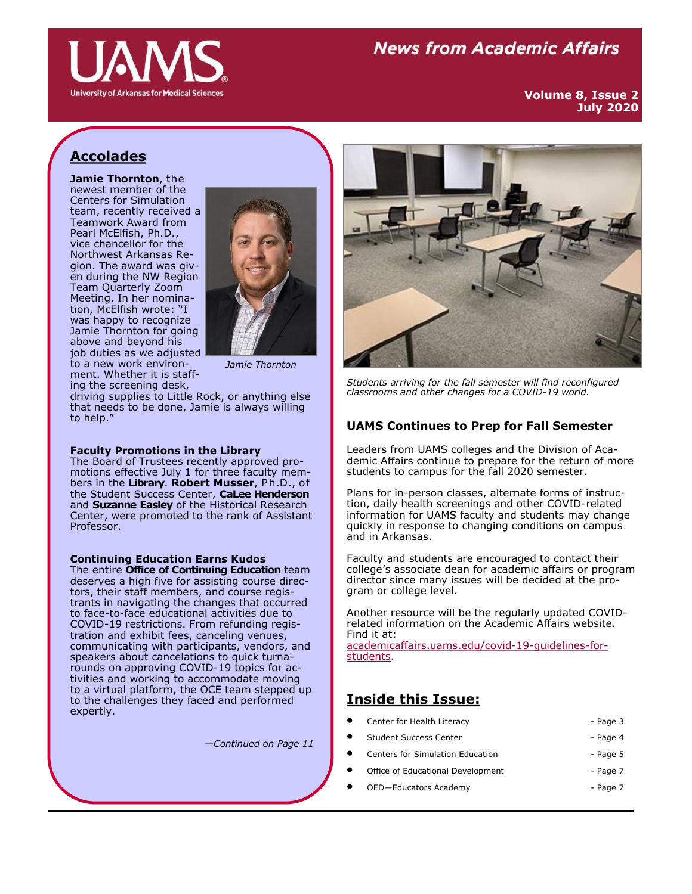# News from Academic Affairs

**Volume 8, Issue 2**
**July 2020**

## Accolades

**Jamie Thornton**, the newest member of the Centers for Simulation team, recently received a Teamwork Award from Pearl McElfish, Ph.D., vice chancellor for the Northwest Arkansas Region. The award was given during the NW Region Team Quarterly Zoom Meeting. In her nomination, McElfish wrote: "I was happy to recognize Jamie Thornton for going above and beyond his job duties as we adjusted to a new work environment. Whether it is staffing the screening desk, driving supplies to Little Rock, or anything else that needs to be done, Jamie is always willing to help."

*Jamie Thornton*

**Faculty Promotions in the Library**
The Board of Trustees recently approved promotions effective July 1 for three faculty members in the **Library**. **Robert Musser**, Ph.D., of the Student Success Center, **CaLee Henderson** and **Suzanne Easley** of the Historical Research Center, were promoted to the rank of Assistant Professor.

**Continuing Education Earns Kudos**
The entire **Office of Continuing Education** team deserves a high five for assisting course directors, their staff members, and course registrants in navigating the changes that occurred to face-to-face educational activities due to COVID-19 restrictions. From refunding registration and exhibit fees, canceling venues, communicating with participants, vendors, and speakers about cancellations to quick turnarounds on approving COVID-19 topics for activities and working to accommodate moving to a virtual platform, the OCE team stepped up to the challenges they faced and performed expertly.

*—Continued on Page 11*

*Students arriving for the fall semester will find reconfigured classrooms and other changes for a COVID-19 world.*

### UAMS Continues to Prep for Fall Semester

Leaders from UAMS colleges and the Division of Academic Affairs continue to prepare for the return of more students to campus for the fall 2020 semester.

Plans for in-person classes, alternate forms of instruction, daily health screenings and other COVID-related information for UAMS faculty and students may change quickly in response to changing conditions on campus and in Arkansas.

Faculty and students are encouraged to contact their college's associate dean for academic affairs or program director since many issues will be decided at the program or college level.

Another resource will be the regularly updated COVID-related information on the Academic Affairs website. Find it at:
academicaffairs.uams.edu/covid-19-guidelines-for-students.

## Inside this Issue:

- Center for Health Literacy - Page 3
- Student Success Center - Page 4
- Centers for Simulation Education - Page 5
- Office of Educational Development - Page 7
- OED—Educators Academy - Page 7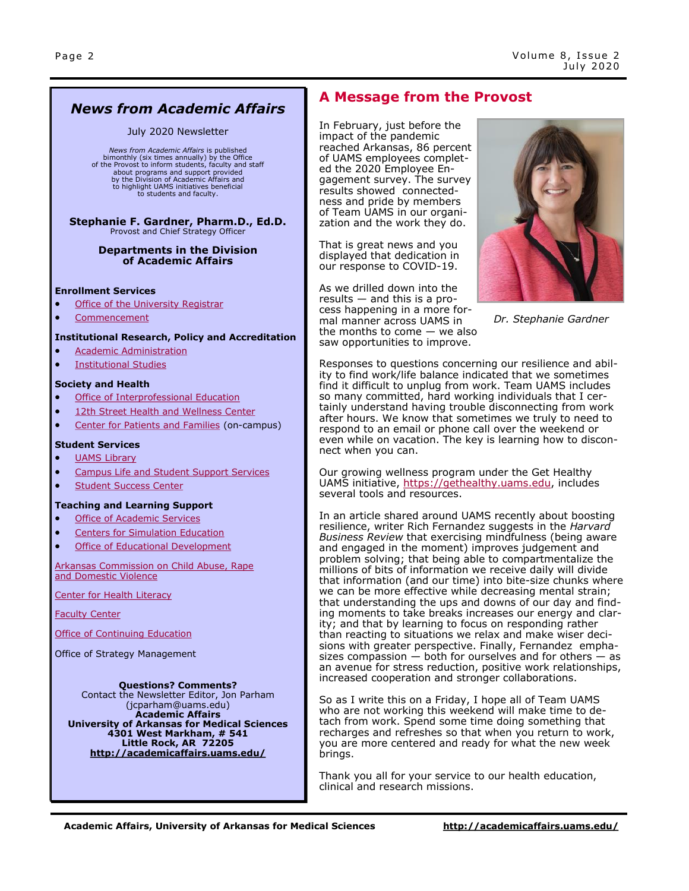## News from Academic Affairs

July 2020 Newsletter

*News from Academic Affairs* is published bimonthly (six times annually) by the Office of the Provost to inform students, faculty and staff about programs and support provided by the Division of Academic Affairs and to highlight UAMS initiatives beneficial to students and faculty.

**Stephanie F. Gardner, Pharm.D., Ed.D.**
Provost and Chief Strategy Officer

**Departments in the Division of Academic Affairs**

**Enrollment Services**

- Office of the University Registrar
- Commencement

**Institutional Research, Policy and Accreditation**

- Academic Administration
- Institutional Studies

**Society and Health**

- Office of Interprofessional Education
- 12th Street Health and Wellness Center
- Center for Patients and Families (on-campus)

**Student Services**

- UAMS Library
- Campus Life and Student Support Services
- Student Success Center

**Teaching and Learning Support**

- Office of Academic Services
- Centers for Simulation Education
- Office of Educational Development

Arkansas Commission on Child Abuse, Rape and Domestic Violence

Center for Health Literacy

Faculty Center

Office of Continuing Education

Office of Strategy Management

**Questions? Comments?**
Contact the Newsletter Editor, Jon Parham (jcparham@uams.edu)
**Academic Affairs**
**University of Arkansas for Medical Sciences**
**4301 West Markham, # 541**
**Little Rock, AR 72205**
**http://academicaffairs.uams.edu/**

## A Message from the Provost

In February, just before the impact of the pandemic reached Arkansas, 86 percent of UAMS employees completed the 2020 Employee Engagement survey. The survey results showed connectedness and pride by members of Team UAMS in our organization and the work they do.

That is great news and you displayed that dedication in our response to COVID-19.

As we drilled down into the results — and this is a process happening in a more formal manner across UAMS in the months to come — we also saw opportunities to improve.

*Dr. Stephanie Gardner*

Responses to questions concerning our resilience and ability to find work/life balance indicated that we sometimes find it difficult to unplug from work. Team UAMS includes so many committed, hard working individuals that I certainly understand having trouble disconnecting from work after hours. We know that sometimes we truly to need to respond to an email or phone call over the weekend or even while on vacation. The key is learning how to disconnect when you can.

Our growing wellness program under the Get Healthy UAMS initiative, https://gethealthy.uams.edu, includes several tools and resources.

In an article shared around UAMS recently about boosting resilience, writer Rich Fernandez suggests in the *Harvard Business Review* that exercising mindfulness (being aware and engaged in the moment) improves judgement and problem solving; that being able to compartmentalize the millions of bits of information we receive daily will divide that information (and our time) into bite-size chunks where we can be more effective while decreasing mental strain; that understanding the ups and downs of our day and finding moments to take breaks increases our energy and clarity; and that by learning to focus on responding rather than reacting to situations we relax and make wiser decisions with greater perspective. Finally, Fernandez emphasizes compassion — both for ourselves and for others — as an avenue for stress reduction, positive work relationships, increased cooperation and stronger collaborations.

So as I write this on a Friday, I hope all of Team UAMS who are not working this weekend will make time to detach from work. Spend some time doing something that recharges and refreshes so that when you return to work, you are more centered and ready for what the new week brings.

Thank you all for your service to our health education, clinical and research missions.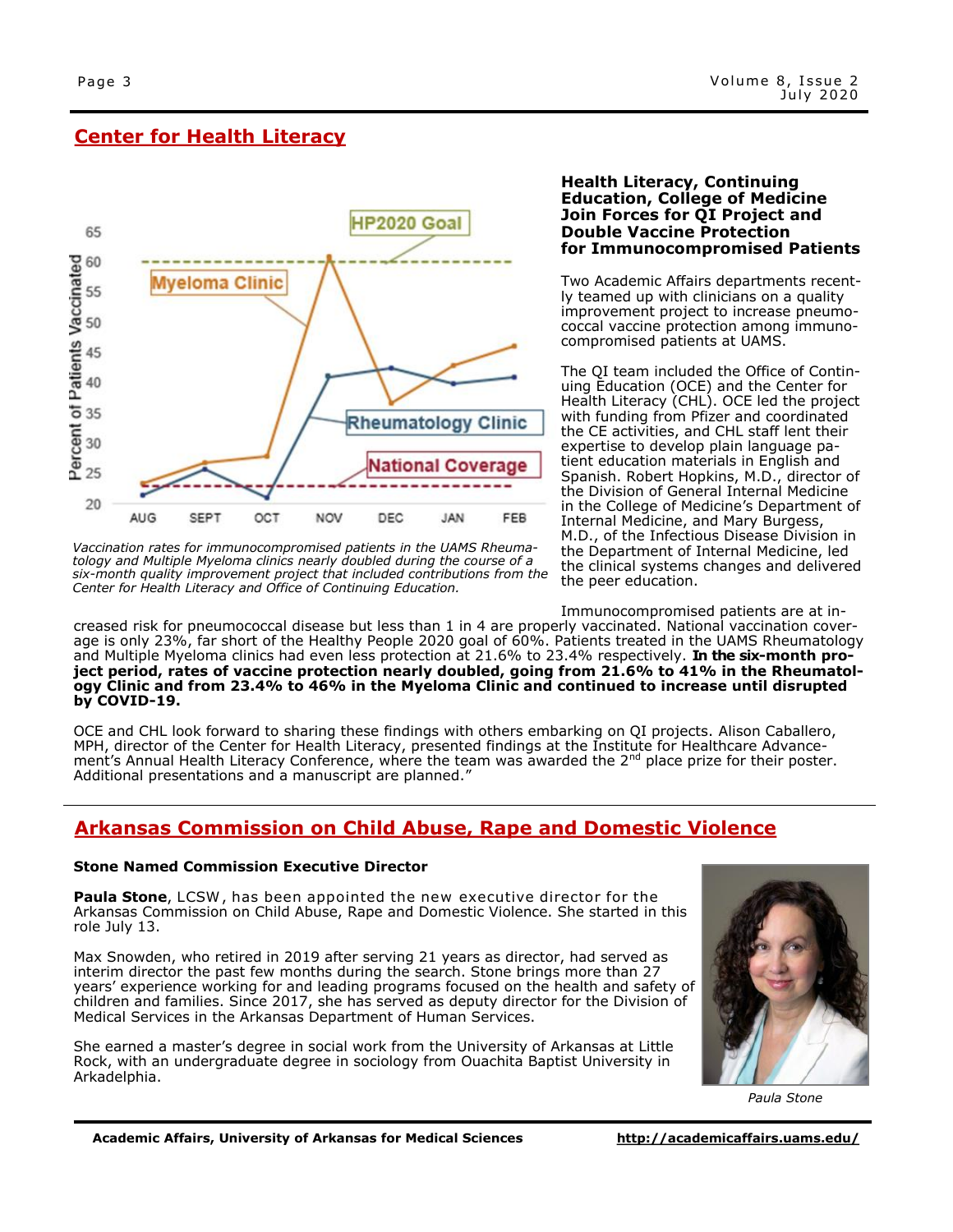## Center for Health Literacy

*Vaccination rates for immunocompromised patients in the UAMS Rheumatology and Multiple Myeloma clinics nearly doubled during the course of a six-month quality improvement project that included contributions from the Center for Health Literacy and Office of Continuing Education.*

### Health Literacy, Continuing Education, College of Medicine Join Forces for QI Project and Double Vaccine Protection for Immunocompromised Patients

Two Academic Affairs departments recently teamed up with clinicians on a quality improvement project to increase pneumococcal vaccine protection among immunocompromised patients at UAMS.

The QI team included the Office of Continuing Education (OCE) and the Center for Health Literacy (CHL). OCE led the project with funding from Pfizer and coordinated the CE activities, and CHL staff lent their expertise to develop plain language patient education materials in English and Spanish. Robert Hopkins, M.D., director of the Division of General Internal Medicine in the College of Medicine's Department of Internal Medicine, and Mary Burgess, M.D., of the Infectious Disease Division in the Department of Internal Medicine, led the clinical systems changes and delivered the peer education.

Immunocompromised patients are at increased risk for pneumococcal disease but less than 1 in 4 are properly vaccinated. National vaccination coverage is only 23%, far short of the Healthy People 2020 goal of 60%. Patients treated in the UAMS Rheumatology and Multiple Myeloma clinics had even less protection at 21.6% to 23.4% respectively. **In the six-month project period, rates of vaccine protection nearly doubled, going from 21.6% to 41% in the Rheumatology Clinic and from 23.4% to 46% in the Myeloma Clinic and continued to increase until disrupted by COVID-19.**

OCE and CHL look forward to sharing these findings with others embarking on QI projects. Alison Caballero, MPH, director of the Center for Health Literacy, presented findings at the Institute for Healthcare Advancement's Annual Health Literacy Conference, where the team was awarded the 2nd place prize for their poster. Additional presentations and a manuscript are planned."

## Arkansas Commission on Child Abuse, Rape and Domestic Violence

**Stone Named Commission Executive Director**

**Paula Stone**, LCSW, has been appointed the new executive director for the Arkansas Commission on Child Abuse, Rape and Domestic Violence. She started in this role July 13.

Max Snowden, who retired in 2019 after serving 21 years as director, had served as interim director the past few months during the search. Stone brings more than 27 years' experience working for and leading programs focused on the health and safety of children and families. Since 2017, she has served as deputy director for the Division of Medical Services in the Arkansas Department of Human Services.

She earned a master's degree in social work from the University of Arkansas at Little Rock, with an undergraduate degree in sociology from Ouachita Baptist University in Arkadelphia.

*Paula Stone*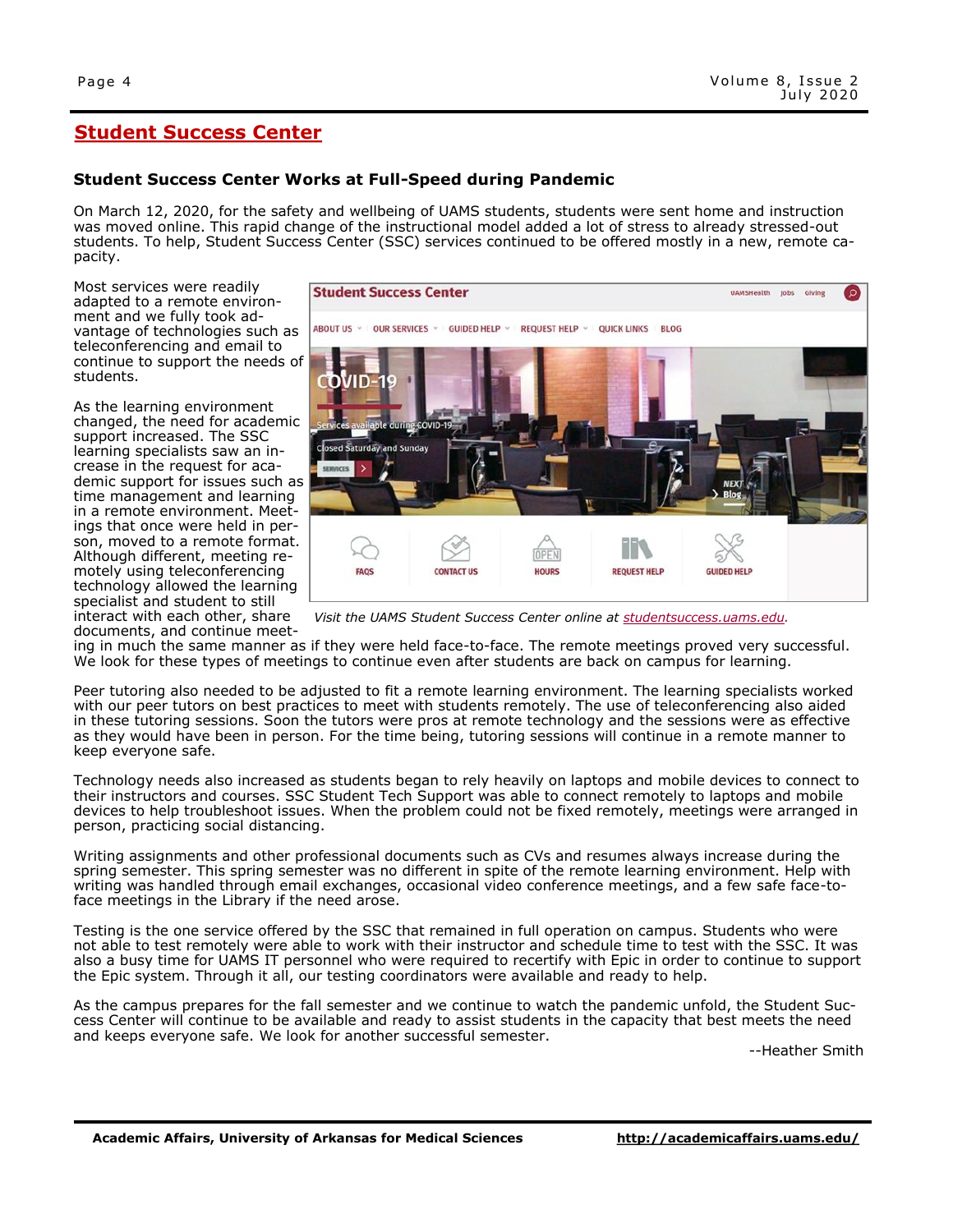## Student Success Center

### Student Success Center Works at Full-Speed during Pandemic

On March 12, 2020, for the safety and wellbeing of UAMS students, students were sent home and instruction was moved online. This rapid change of the instructional model added a lot of stress to already stressed-out students. To help, Student Success Center (SSC) services continued to be offered mostly in a new, remote capacity.

Most services were readily adapted to a remote environment and we fully took advantage of technologies such as teleconferencing and email to continue to support the needs of students.

As the learning environment changed, the need for academic support increased. The SSC learning specialists saw an increase in the request for academic support for issues such as time management and learning in a remote environment. Meetings that once were held in person, moved to a remote format. Although different, meeting remotely using teleconferencing technology allowed the learning specialist and student to still interact with each other, share documents, and continue meeting in much the same manner as if they were held face-to-face. The remote meetings proved very successful. We look for these types of meetings to continue even after students are back on campus for learning.

*Visit the UAMS Student Success Center online at studentsuccess.uams.edu.*

Peer tutoring also needed to be adjusted to fit a remote learning environment. The learning specialists worked with our peer tutors on best practices to meet with students remotely. The use of teleconferencing also aided in these tutoring sessions. Soon the tutors were pros at remote technology and the sessions were as effective as they would have been in person. For the time being, tutoring sessions will continue in a remote manner to keep everyone safe.

Technology needs also increased as students began to rely heavily on laptops and mobile devices to connect to their instructors and courses. SSC Student Tech Support was able to connect remotely to laptops and mobile devices to help troubleshoot issues. When the problem could not be fixed remotely, meetings were arranged in person, practicing social distancing.

Writing assignments and other professional documents such as CVs and resumes always increase during the spring semester. This spring semester was no different in spite of the remote learning environment. Help with writing was handled through email exchanges, occasional video conference meetings, and a few safe face-to-face meetings in the Library if the need arose.

Testing is the one service offered by the SSC that remained in full operation on campus. Students who were not able to test remotely were able to work with their instructor and schedule time to test with the SSC. It was also a busy time for UAMS IT personnel who were required to recertify with Epic in order to continue to support the Epic system. Through it all, our testing coordinators were available and ready to help.

As the campus prepares for the fall semester and we continue to watch the pandemic unfold, the Student Success Center will continue to be available and ready to assist students in the capacity that best meets the need and keeps everyone safe. We look for another successful semester.

--Heather Smith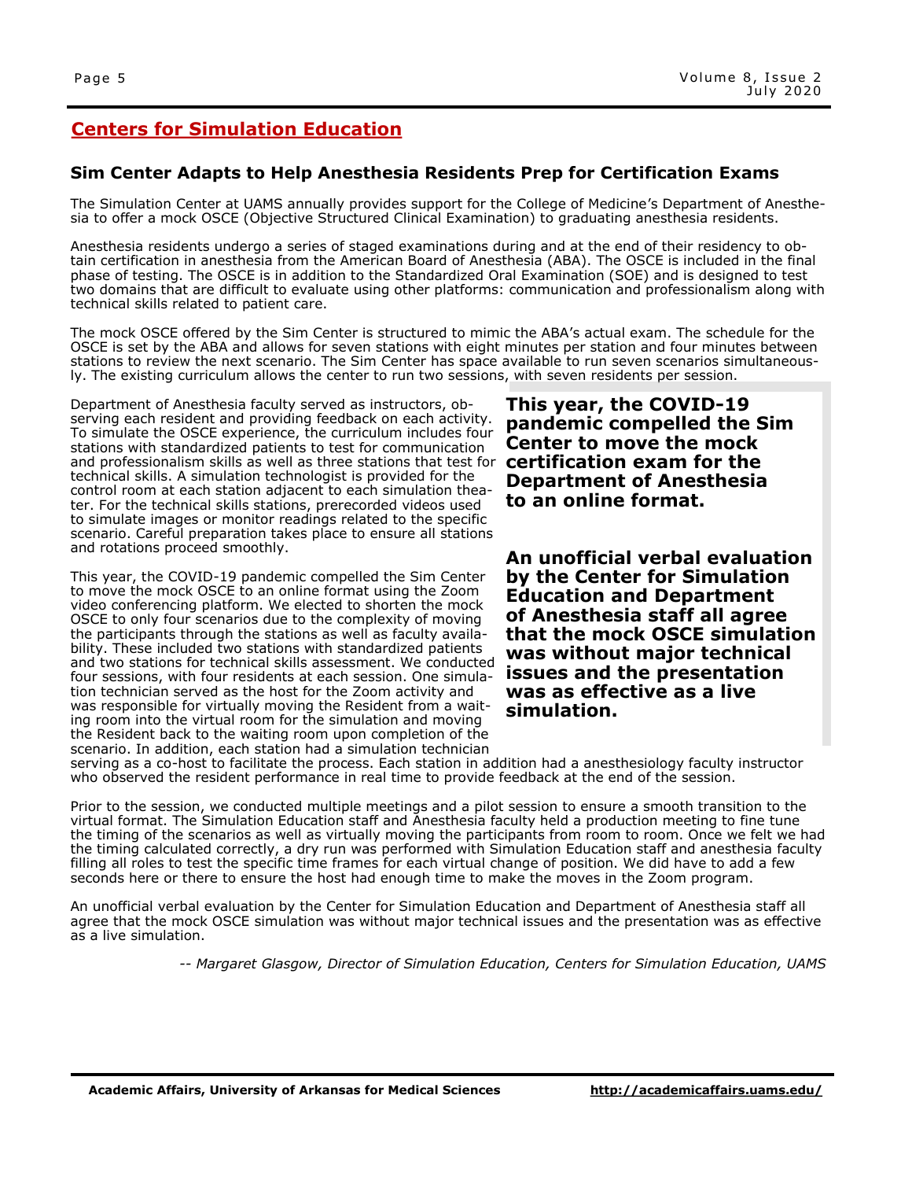## Centers for Simulation Education

### Sim Center Adapts to Help Anesthesia Residents Prep for Certification Exams

The Simulation Center at UAMS annually provides support for the College of Medicine's Department of Anesthesia to offer a mock OSCE (Objective Structured Clinical Examination) to graduating anesthesia residents.

Anesthesia residents undergo a series of staged examinations during and at the end of their residency to obtain certification in anesthesia from the American Board of Anesthesia (ABA). The OSCE is included in the final phase of testing. The OSCE is in addition to the Standardized Oral Examination (SOE) and is designed to test two domains that are difficult to evaluate using other platforms: communication and professionalism along with technical skills related to patient care.

The mock OSCE offered by the Sim Center is structured to mimic the ABA's actual exam. The schedule for the OSCE is set by the ABA and allows for seven stations with eight minutes per station and four minutes between stations to review the next scenario. The Sim Center has space available to run seven scenarios simultaneously. The existing curriculum allows the center to run two sessions, with seven residents per session.

Department of Anesthesia faculty served as instructors, observing each resident and providing feedback on each activity. To simulate the OSCE experience, the curriculum includes four stations with standardized patients to test for communication and professionalism skills as well as three stations that test for technical skills. A simulation technologist is provided for the control room at each station adjacent to each simulation theater. For the technical skills stations, prerecorded videos used to simulate images or monitor readings related to the specific scenario. Careful preparation takes place to ensure all stations and rotations proceed smoothly.

**This year, the COVID-19 pandemic compelled the Sim Center to move the mock certification exam for the Department of Anesthesia to an online format.**

**An unofficial verbal evaluation by the Center for Simulation Education and Department of Anesthesia staff all agree that the mock OSCE simulation was without major technical issues and the presentation was as effective as a live simulation.**

This year, the COVID-19 pandemic compelled the Sim Center to move the mock OSCE to an online format using the Zoom video conferencing platform. We elected to shorten the mock OSCE to only four scenarios due to the complexity of moving the participants through the stations as well as faculty availability. These included two stations with standardized patients and two stations for technical skills assessment. We conducted four sessions, with four residents at each session. One simulation technician served as the host for the Zoom activity and was responsible for virtually moving the Resident from a waiting room into the virtual room for the simulation and moving the Resident back to the waiting room upon completion of the scenario. In addition, each station had a simulation technician serving as a co-host to facilitate the process. Each station in addition had a anesthesiology faculty instructor who observed the resident performance in real time to provide feedback at the end of the session.

Prior to the session, we conducted multiple meetings and a pilot session to ensure a smooth transition to the virtual format. The Simulation Education staff and Anesthesia faculty held a production meeting to fine tune the timing of the scenarios as well as virtually moving the participants from room to room. Once we felt we had the timing calculated correctly, a dry run was performed with Simulation Education staff and anesthesia faculty filling all roles to test the specific time frames for each virtual change of position. We did have to add a few seconds here or there to ensure the host had enough time to make the moves in the Zoom program.

An unofficial verbal evaluation by the Center for Simulation Education and Department of Anesthesia staff all agree that the mock OSCE simulation was without major technical issues and the presentation was as effective as a live simulation.

*-- Margaret Glasgow, Director of Simulation Education, Centers for Simulation Education, UAMS*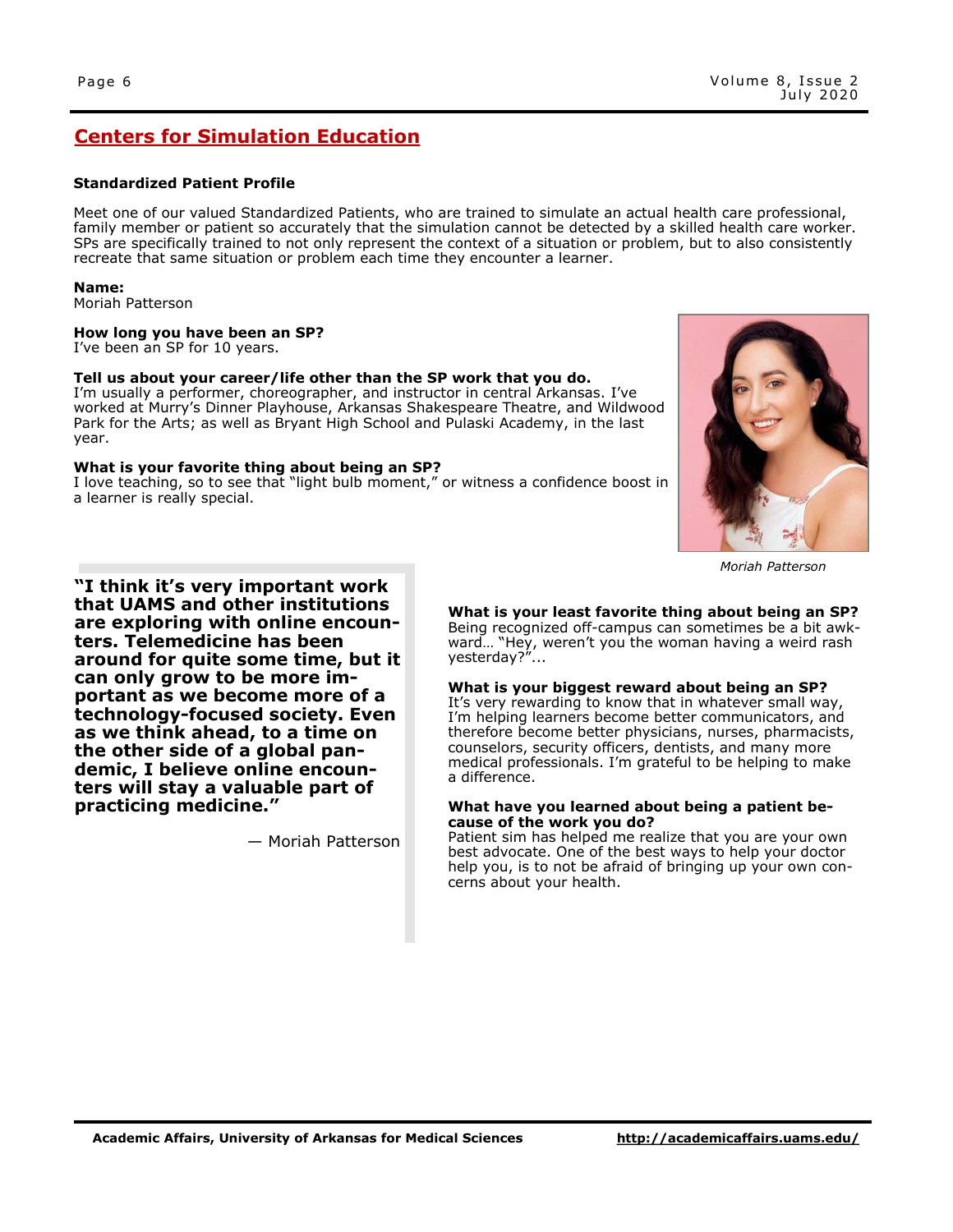## Centers for Simulation Education

**Standardized Patient Profile**

Meet one of our valued Standardized Patients, who are trained to simulate an actual health care professional, family member or patient so accurately that the simulation cannot be detected by a skilled health care worker. SPs are specifically trained to not only represent the context of a situation or problem, but to also consistently recreate that same situation or problem each time they encounter a learner.

**Name:**
Moriah Patterson

**How long you have been an SP?**
I've been an SP for 10 years.

**Tell us about your career/life other than the SP work that you do.**
I'm usually a performer, choreographer, and instructor in central Arkansas. I've worked at Murry's Dinner Playhouse, Arkansas Shakespeare Theatre, and Wildwood Park for the Arts; as well as Bryant High School and Pulaski Academy, in the last year.

**What is your favorite thing about being an SP?**
I love teaching, so to see that "light bulb moment," or witness a confidence boost in a learner is really special.

*Moriah Patterson*

**"I think it's very important work that UAMS and other institutions are exploring with online encounters. Telemedicine has been around for quite some time, but it can only grow to be more important as we become more of a technology-focused society. Even as we think ahead, to a time on the other side of a global pandemic, I believe online encounters will stay a valuable part of practicing medicine."**

— Moriah Patterson

**What is your least favorite thing about being an SP?**
Being recognized off-campus can sometimes be a bit awkward… "Hey, weren't you the woman having a weird rash yesterday?"...

**What is your biggest reward about being an SP?**
It's very rewarding to know that in whatever small way, I'm helping learners become better communicators, and therefore become better physicians, nurses, pharmacists, counselors, security officers, dentists, and many more medical professionals. I'm grateful to be helping to make a difference.

**What have you learned about being a patient because of the work you do?**
Patient sim has helped me realize that you are your own best advocate. One of the best ways to help your doctor help you, is to not be afraid of bringing up your own concerns about your health.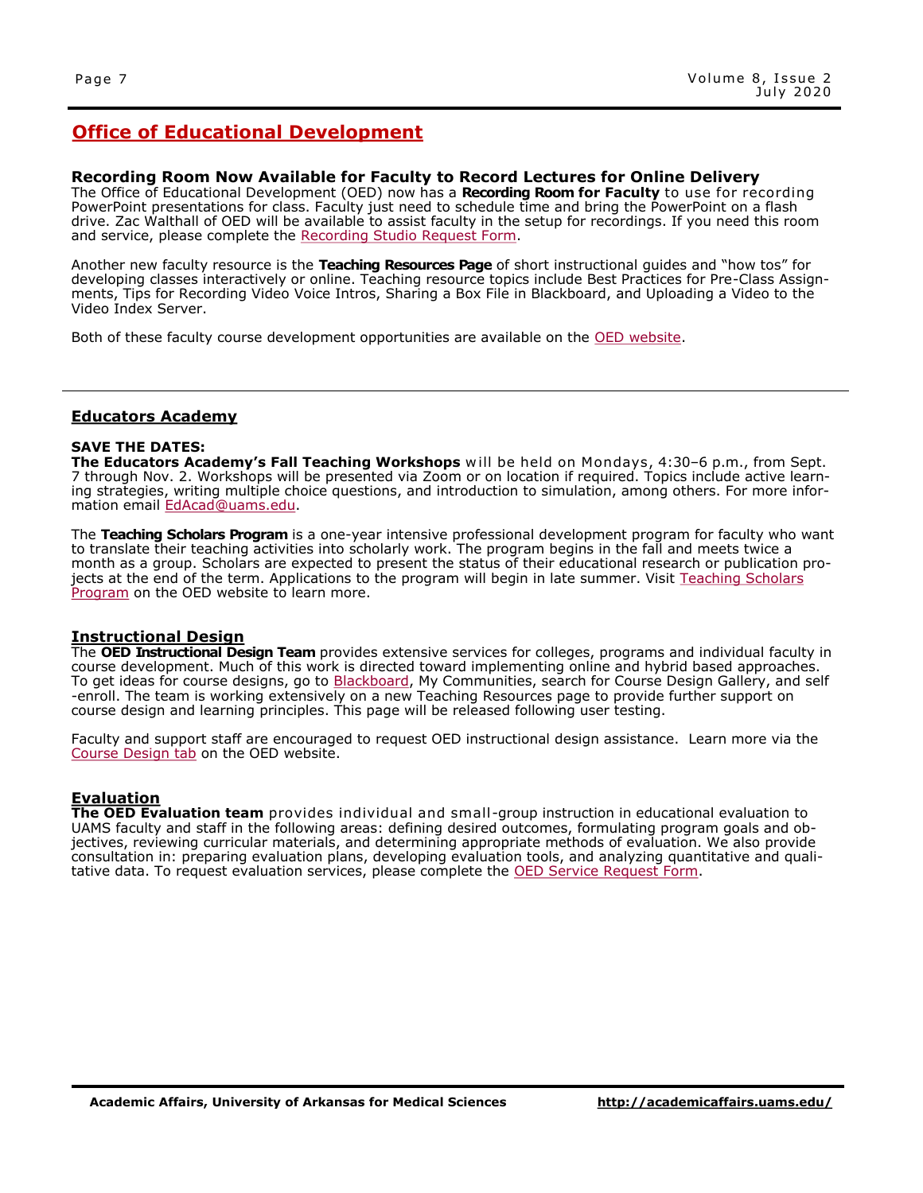## Office of Educational Development

### Recording Room Now Available for Faculty to Record Lectures for Online Delivery

The Office of Educational Development (OED) now has a **Recording Room for Faculty** to use for recording PowerPoint presentations for class. Faculty just need to schedule time and bring the PowerPoint on a flash drive. Zac Walthall of OED will be available to assist faculty in the setup for recordings. If you need this room and service, please complete the Recording Studio Request Form.

Another new faculty resource is the **Teaching Resources Page** of short instructional guides and "how tos" for developing classes interactively or online. Teaching resource topics include Best Practices for Pre-Class Assignments, Tips for Recording Video Voice Intros, Sharing a Box File in Blackboard, and Uploading a Video to the Video Index Server.

Both of these faculty course development opportunities are available on the OED website.

---

## Educators Academy

**SAVE THE DATES:**
**The Educators Academy's Fall Teaching Workshops** will be held on Mondays, 4:30–6 p.m., from Sept. 7 through Nov. 2. Workshops will be presented via Zoom or on location if required. Topics include active learning strategies, writing multiple choice questions, and introduction to simulation, among others. For more information email EdAcad@uams.edu.

The **Teaching Scholars Program** is a one-year intensive professional development program for faculty who want to translate their teaching activities into scholarly work. The program begins in the fall and meets twice a month as a group. Scholars are expected to present the status of their educational research or publication projects at the end of the term. Applications to the program will begin in late summer. Visit Teaching Scholars Program on the OED website to learn more.

## Instructional Design

The **OED Instructional Design Team** provides extensive services for colleges, programs and individual faculty in course development. Much of this work is directed toward implementing online and hybrid based approaches. To get ideas for course designs, go to Blackboard, My Communities, search for Course Design Gallery, and self-enroll. The team is working extensively on a new Teaching Resources page to provide further support on course design and learning principles. This page will be released following user testing.

Faculty and support staff are encouraged to request OED instructional design assistance. Learn more via the Course Design tab on the OED website.

## Evaluation

**The OED Evaluation team** provides individual and small-group instruction in educational evaluation to UAMS faculty and staff in the following areas: defining desired outcomes, formulating program goals and objectives, reviewing curricular materials, and determining appropriate methods of evaluation. We also provide consultation in: preparing evaluation plans, developing evaluation tools, and analyzing quantitative and qualitative data. To request evaluation services, please complete the OED Service Request Form.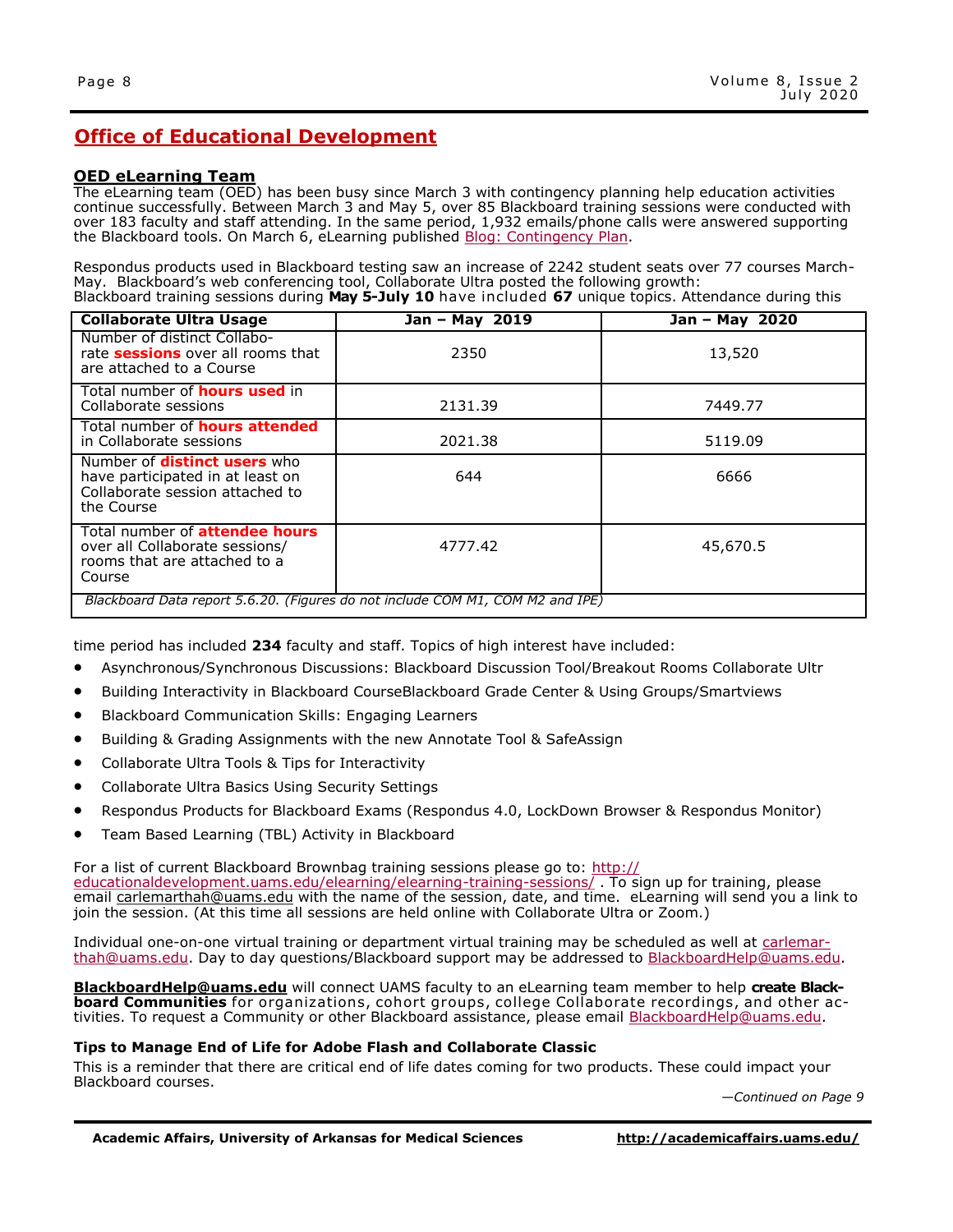# Office of Educational Development

## OED eLearning Team

The eLearning team (OED) has been busy since March 3 with contingency planning help education activities continue successfully. Between March 3 and May 5, over 85 Blackboard training sessions were conducted with over 183 faculty and staff attending. In the same period, 1,932 emails/phone calls were answered supporting the Blackboard tools. On March 6, eLearning published Blog: Contingency Plan.

Respondus products used in Blackboard testing saw an increase of 2242 student seats over 77 courses March-May. Blackboard's web conferencing tool, Collaborate Ultra posted the following growth:

| Collaborate Ultra Usage | Jan – May 2019 | Jan – May 2020 |
|---|---|---|
| Number of distinct Collaborate **sessions** over all rooms that are attached to a Course | 2350 | 13,520 |
| Total number of **hours used** in Collaborate sessions | 2131.39 | 7449.77 |
| Total number of **hours attended** in Collaborate sessions | 2021.38 | 5119.09 |
| Number of **distinct users** who have participated in at least on Collaborate session attached to the Course | 644 | 6666 |
| Total number of **attendee hours** over all Collaborate sessions/ rooms that are attached to a Course | 4777.42 | 45,670.5 |

*Blackboard Data report 5.6.20. (Figures do not include COM M1, COM M2 and IPE)*

Blackboard training sessions during **May 5-July 10** have included **67** unique topics. Attendance during this time period has included **234** faculty and staff. Topics of high interest have included:

- Asynchronous/Synchronous Discussions: Blackboard Discussion Tool/Breakout Rooms Collaborate Ultr
- Building Interactivity in Blackboard CourseBlackboard Grade Center & Using Groups/Smartviews
- Blackboard Communication Skills: Engaging Learners
- Building & Grading Assignments with the new Annotate Tool & SafeAssign
- Collaborate Ultra Tools & Tips for Interactivity
- Collaborate Ultra Basics Using Security Settings
- Respondus Products for Blackboard Exams (Respondus 4.0, LockDown Browser & Respondus Monitor)
- Team Based Learning (TBL) Activity in Blackboard

For a list of current Blackboard Brownbag training sessions please go to: http://educationaldevelopment.uams.edu/elearning/elearning-training-sessions/ . To sign up for training, please email carlemarthah@uams.edu with the name of the session, date, and time. eLearning will send you a link to join the session. (At this time all sessions are held online with Collaborate Ultra or Zoom.)

Individual one-on-one virtual training or department virtual training may be scheduled as well at carlemarthah@uams.edu. Day to day questions/Blackboard support may be addressed to BlackboardHelp@uams.edu.

**BlackboardHelp@uams.edu** will connect UAMS faculty to an eLearning team member to help **create Blackboard Communities** for organizations, cohort groups, college Collaborate recordings, and other activities. To request a Community or other Blackboard assistance, please email BlackboardHelp@uams.edu.

### Tips to Manage End of Life for Adobe Flash and Collaborate Classic

This is a reminder that there are critical end of life dates coming for two products. These could impact your Blackboard courses.

*—Continued on Page 9*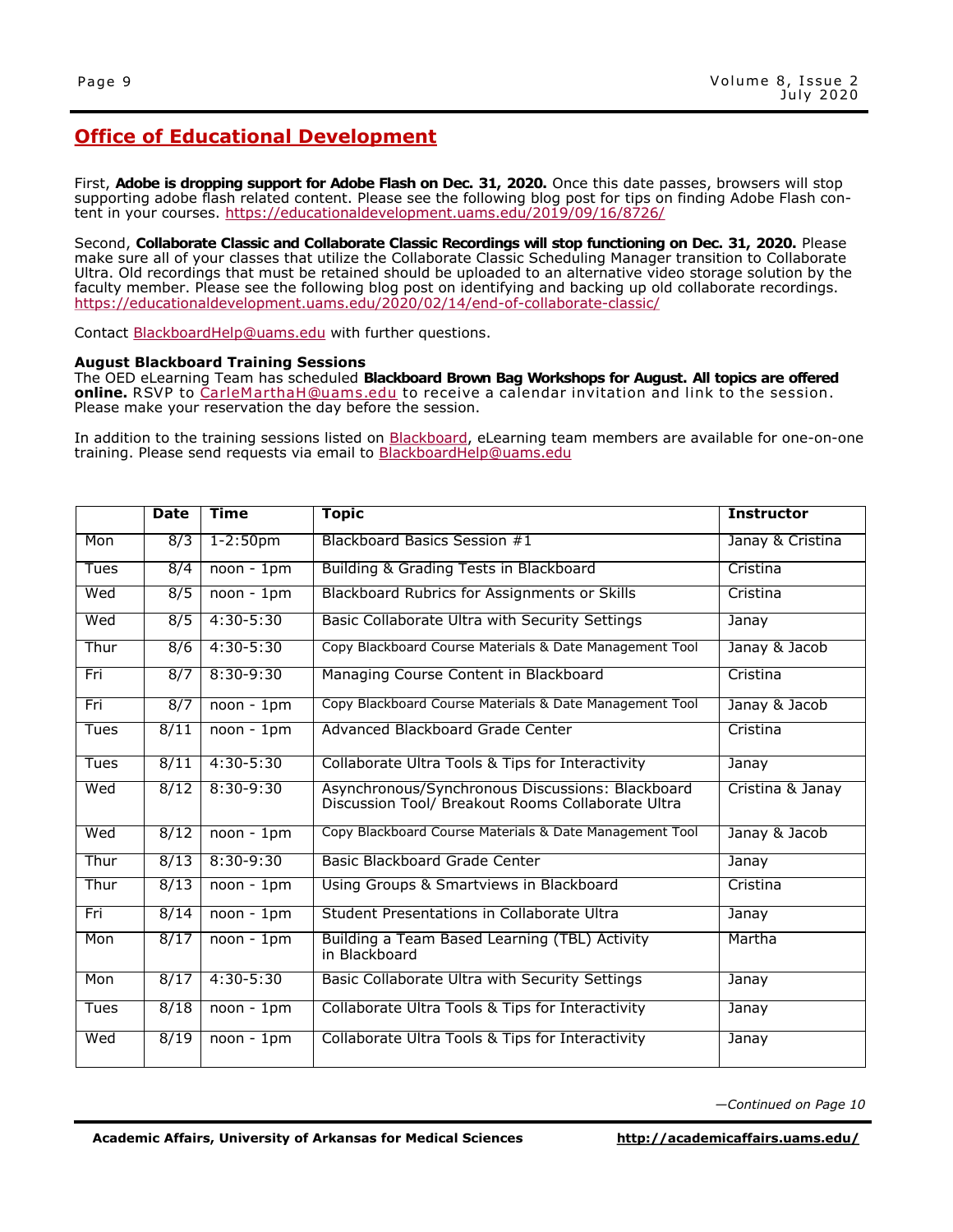## Office of Educational Development

First, **Adobe is dropping support for Adobe Flash on Dec. 31, 2020.** Once this date passes, browsers will stop supporting adobe flash related content. Please see the following blog post for tips on finding Adobe Flash content in your courses. https://educationaldevelopment.uams.edu/2019/09/16/8726/

Second, **Collaborate Classic and Collaborate Classic Recordings will stop functioning on Dec. 31, 2020.** Please make sure all of your classes that utilize the Collaborate Classic Scheduling Manager transition to Collaborate Ultra. Old recordings that must be retained should be uploaded to an alternative video storage solution by the faculty member. Please see the following blog post on identifying and backing up old collaborate recordings. https://educationaldevelopment.uams.edu/2020/02/14/end-of-collaborate-classic/

Contact BlackboardHelp@uams.edu with further questions.

**August Blackboard Training Sessions**
The OED eLearning Team has scheduled **Blackboard Brown Bag Workshops for August. All topics are offered online.** RSVP to CarleMarthaH@uams.edu to receive a calendar invitation and link to the session. Please make your reservation the day before the session.

In addition to the training sessions listed on Blackboard, eLearning team members are available for one-on-one training. Please send requests via email to BlackboardHelp@uams.edu

| | Date | Time | Topic | Instructor |
|---|---|---|---|---|
| Mon | 8/3 | 1-2:50pm | Blackboard Basics Session #1 | Janay & Cristina |
| Tues | 8/4 | noon - 1pm | Building & Grading Tests in Blackboard | Cristina |
| Wed | 8/5 | noon - 1pm | Blackboard Rubrics for Assignments or Skills | Cristina |
| Wed | 8/5 | 4:30-5:30 | Basic Collaborate Ultra with Security Settings | Janay |
| Thur | 8/6 | 4:30-5:30 | Copy Blackboard Course Materials & Date Management Tool | Janay & Jacob |
| Fri | 8/7 | 8:30-9:30 | Managing Course Content in Blackboard | Cristina |
| Fri | 8/7 | noon - 1pm | Copy Blackboard Course Materials & Date Management Tool | Janay & Jacob |
| Tues | 8/11 | noon - 1pm | Advanced Blackboard Grade Center | Cristina |
| Tues | 8/11 | 4:30-5:30 | Collaborate Ultra Tools & Tips for Interactivity | Janay |
| Wed | 8/12 | 8:30-9:30 | Asynchronous/Synchronous Discussions: Blackboard Discussion Tool/ Breakout Rooms Collaborate Ultra | Cristina & Janay |
| Wed | 8/12 | noon - 1pm | Copy Blackboard Course Materials & Date Management Tool | Janay & Jacob |
| Thur | 8/13 | 8:30-9:30 | Basic Blackboard Grade Center | Janay |
| Thur | 8/13 | noon - 1pm | Using Groups & Smartviews in Blackboard | Cristina |
| Fri | 8/14 | noon - 1pm | Student Presentations in Collaborate Ultra | Janay |
| Mon | 8/17 | noon - 1pm | Building a Team Based Learning (TBL) Activity in Blackboard | Martha |
| Mon | 8/17 | 4:30-5:30 | Basic Collaborate Ultra with Security Settings | Janay |
| Tues | 8/18 | noon - 1pm | Collaborate Ultra Tools & Tips for Interactivity | Janay |
| Wed | 8/19 | noon - 1pm | Collaborate Ultra Tools & Tips for Interactivity | Janay |

*—Continued on Page 10*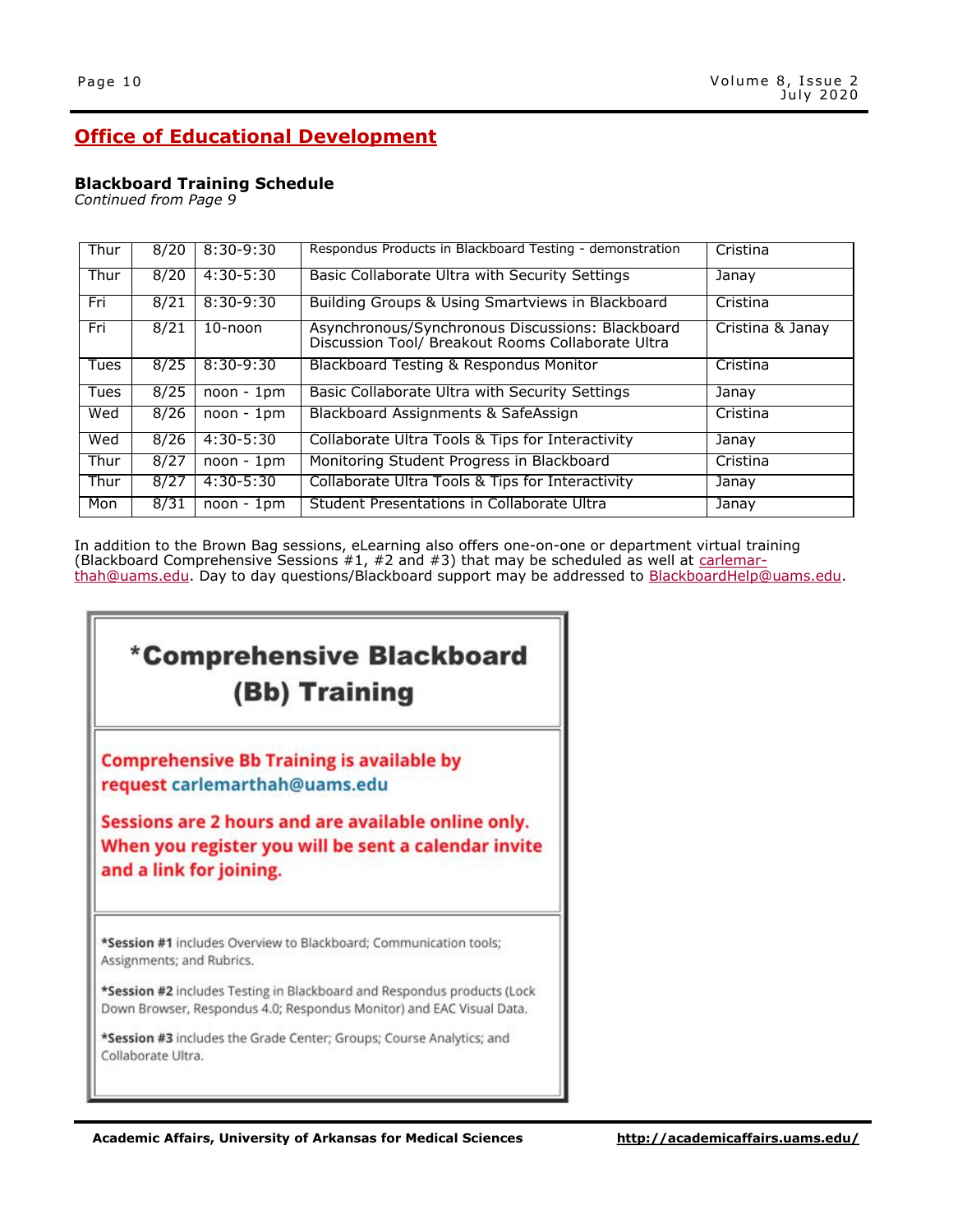## Office of Educational Development

**Blackboard Training Schedule**
*Continued from Page 9*

| | | | | |
|---|---|---|---|---|
| Thur | 8/20 | 8:30-9:30 | Respondus Products in Blackboard Testing - demonstration | Cristina |
| Thur | 8/20 | 4:30-5:30 | Basic Collaborate Ultra with Security Settings | Janay |
| Fri | 8/21 | 8:30-9:30 | Building Groups & Using Smartviews in Blackboard | Cristina |
| Fri | 8/21 | 10-noon | Asynchronous/Synchronous Discussions: Blackboard Discussion Tool/ Breakout Rooms Collaborate Ultra | Cristina & Janay |
| Tues | 8/25 | 8:30-9:30 | Blackboard Testing & Respondus Monitor | Cristina |
| Tues | 8/25 | noon - 1pm | Basic Collaborate Ultra with Security Settings | Janay |
| Wed | 8/26 | noon - 1pm | Blackboard Assignments & SafeAssign | Cristina |
| Wed | 8/26 | 4:30-5:30 | Collaborate Ultra Tools & Tips for Interactivity | Janay |
| Thur | 8/27 | noon - 1pm | Monitoring Student Progress in Blackboard | Cristina |
| Thur | 8/27 | 4:30-5:30 | Collaborate Ultra Tools & Tips for Interactivity | Janay |
| Mon | 8/31 | noon - 1pm | Student Presentations in Collaborate Ultra | Janay |

In addition to the Brown Bag sessions, eLearning also offers one-on-one or department virtual training (Blackboard Comprehensive Sessions #1, #2 and #3) that may be scheduled as well at carlemarthah@uams.edu. Day to day questions/Blackboard support may be addressed to BlackboardHelp@uams.edu.

### *Comprehensive Blackboard (Bb) Training

**Comprehensive Bb Training is available by request carlemarthah@uams.edu**

**Sessions are 2 hours and are available online only. When you register you will be sent a calendar invite and a link for joining.**

**\*Session #1** includes Overview to Blackboard; Communication tools; Assignments; and Rubrics.

**\*Session #2** includes Testing in Blackboard and Respondus products (Lock Down Browser, Respondus 4.0; Respondus Monitor) and EAC Visual Data.

**\*Session #3** includes the Grade Center; Groups; Course Analytics; and Collaborate Ultra.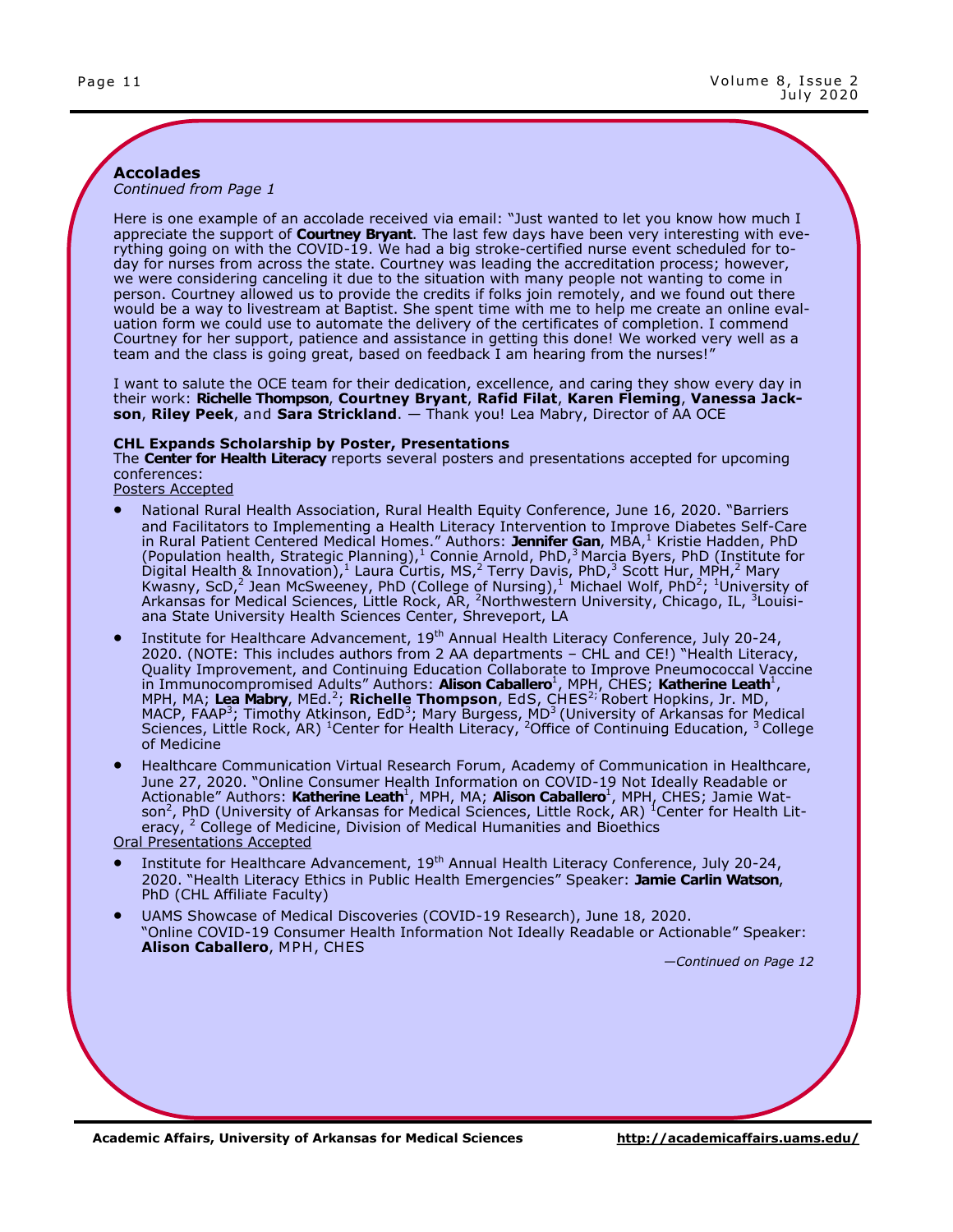## Accolades

*Continued from Page 1*

Here is one example of an accolade received via email: "Just wanted to let you know how much I appreciate the support of **Courtney Bryant**. The last few days have been very interesting with everything going on with the COVID-19. We had a big stroke-certified nurse event scheduled for today for nurses from across the state. Courtney was leading the accreditation process; however, we were considering canceling it due to the situation with many people not wanting to come in person. Courtney allowed us to provide the credits if folks join remotely, and we found out there would be a way to livestream at Baptist. She spent time with me to help me create an online evaluation form we could use to automate the delivery of the certificates of completion. I commend Courtney for her support, patience and assistance in getting this done! We worked very well as a team and the class is going great, based on feedback I am hearing from the nurses!"

I want to salute the OCE team for their dedication, excellence, and caring they show every day in their work: **Richelle Thompson**, **Courtney Bryant**, **Rafid Filat**, **Karen Fleming**, **Vanessa Jackson**, **Riley Peek**, and **Sara Strickland**. — Thank you! Lea Mabry, Director of AA OCE

### CHL Expands Scholarship by Poster, Presentations

The **Center for Health Literacy** reports several posters and presentations accepted for upcoming conferences:

<u>Posters Accepted</u>

- National Rural Health Association, Rural Health Equity Conference, June 16, 2020. "Barriers and Facilitators to Implementing a Health Literacy Intervention to Improve Diabetes Self-Care in Rural Patient Centered Medical Homes." Authors: **Jennifer Gan**, MBA,[1] Kristie Hadden, PhD (Population health, Strategic Planning),[1] Connie Arnold, PhD,[3] Marcia Byers, PhD (Institute for Digital Health & Innovation),[1] Laura Curtis, MS,[2] Terry Davis, PhD,[3] Scott Hur, MPH,[2] Mary Kwasny, ScD,[2] Jean McSweeney, PhD (College of Nursing),[1] Michael Wolf, PhD[2]; [1]University of Arkansas for Medical Sciences, Little Rock, AR, [2]Northwestern University, Chicago, IL, [3]Louisiana State University Health Sciences Center, Shreveport, LA
- Institute for Healthcare Advancement, 19th Annual Health Literacy Conference, July 20-24, 2020. (NOTE: This includes authors from 2 AA departments – CHL and CE!) "Health Literacy, Quality Improvement, and Continuing Education Collaborate to Improve Pneumococcal Vaccine in Immunocompromised Adults" Authors: **Alison Caballero**[1], MPH, CHES; **Katherine Leath**[1], MPH, MA; **Lea Mabry**, MEd.[2]; **Richelle Thompson**, EdS, CHES[2]; Robert Hopkins, Jr. MD, MACP, FAAP[3]; Timothy Atkinson, EdD[3]; Mary Burgess, MD[3] (University of Arkansas for Medical Sciences, Little Rock, AR) [1]Center for Health Literacy, [2]Office of Continuing Education, [3]College of Medicine
- Healthcare Communication Virtual Research Forum, Academy of Communication in Healthcare, June 27, 2020. "Online Consumer Health Information on COVID-19 Not Ideally Readable or Actionable" Authors: **Katherine Leath**[1], MPH, MA; **Alison Caballero**[1], MPH, CHES; Jamie Watson[2], PhD (University of Arkansas for Medical Sciences, Little Rock, AR) [1]Center for Health Literacy, [2] College of Medicine, Division of Medical Humanities and Bioethics

<u>Oral Presentations Accepted</u>

- Institute for Healthcare Advancement, 19th Annual Health Literacy Conference, July 20-24, 2020. "Health Literacy Ethics in Public Health Emergencies" Speaker: **Jamie Carlin Watson**, PhD (CHL Affiliate Faculty)
- UAMS Showcase of Medical Discoveries (COVID-19 Research), June 18, 2020. "Online COVID-19 Consumer Health Information Not Ideally Readable or Actionable" Speaker: **Alison Caballero**, MPH, CHES

*—Continued on Page 12*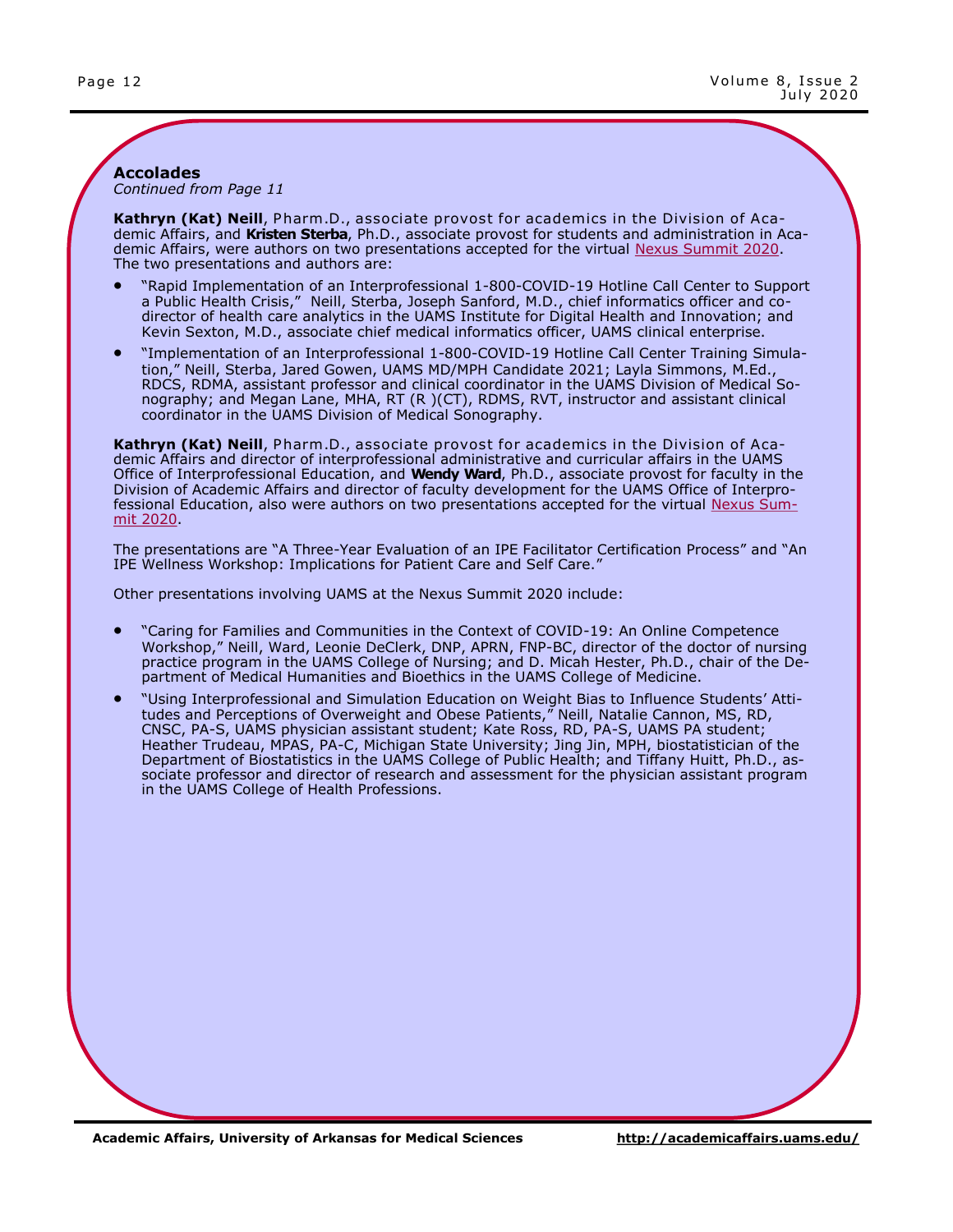**Accolades**

*Continued from Page 11*

**Kathryn (Kat) Neill**, Pharm.D., associate provost for academics in the Division of Academic Affairs, and **Kristen Sterba**, Ph.D., associate provost for students and administration in Academic Affairs, were authors on two presentations accepted for the virtual [Nexus Summit 2020](). The two presentations and authors are:

- "Rapid Implementation of an Interprofessional 1-800-COVID-19 Hotline Call Center to Support a Public Health Crisis," Neill, Sterba, Joseph Sanford, M.D., chief informatics officer and co-director of health care analytics in the UAMS Institute for Digital Health and Innovation; and Kevin Sexton, M.D., associate chief medical informatics officer, UAMS clinical enterprise.
- "Implementation of an Interprofessional 1-800-COVID-19 Hotline Call Center Training Simulation," Neill, Sterba, Jared Gowen, UAMS MD/MPH Candidate 2021; Layla Simmons, M.Ed., RDCS, RDMA, assistant professor and clinical coordinator in the UAMS Division of Medical Sonography; and Megan Lane, MHA, RT (R )(CT), RDMS, RVT, instructor and assistant clinical coordinator in the UAMS Division of Medical Sonography.

**Kathryn (Kat) Neill**, Pharm.D., associate provost for academics in the Division of Academic Affairs and director of interprofessional administrative and curricular affairs in the UAMS Office of Interprofessional Education, and **Wendy Ward**, Ph.D., associate provost for faculty in the Division of Academic Affairs and director of faculty development for the UAMS Office of Interprofessional Education, also were authors on two presentations accepted for the virtual [Nexus Summit 2020]().

The presentations are "A Three-Year Evaluation of an IPE Facilitator Certification Process" and "An IPE Wellness Workshop: Implications for Patient Care and Self Care."

Other presentations involving UAMS at the Nexus Summit 2020 include:

- "Caring for Families and Communities in the Context of COVID-19: An Online Competence Workshop," Neill, Ward, Leonie DeClerk, DNP, APRN, FNP-BC, director of the doctor of nursing practice program in the UAMS College of Nursing; and D. Micah Hester, Ph.D., chair of the Department of Medical Humanities and Bioethics in the UAMS College of Medicine.
- "Using Interprofessional and Simulation Education on Weight Bias to Influence Students' Attitudes and Perceptions of Overweight and Obese Patients," Neill, Natalie Cannon, MS, RD, CNSC, PA-S, UAMS physician assistant student; Kate Ross, RD, PA-S, UAMS PA student; Heather Trudeau, MPAS, PA-C, Michigan State University; Jing Jin, MPH, biostatistician of the Department of Biostatistics in the UAMS College of Public Health; and Tiffany Huitt, Ph.D., associate professor and director of research and assessment for the physician assistant program in the UAMS College of Health Professions.